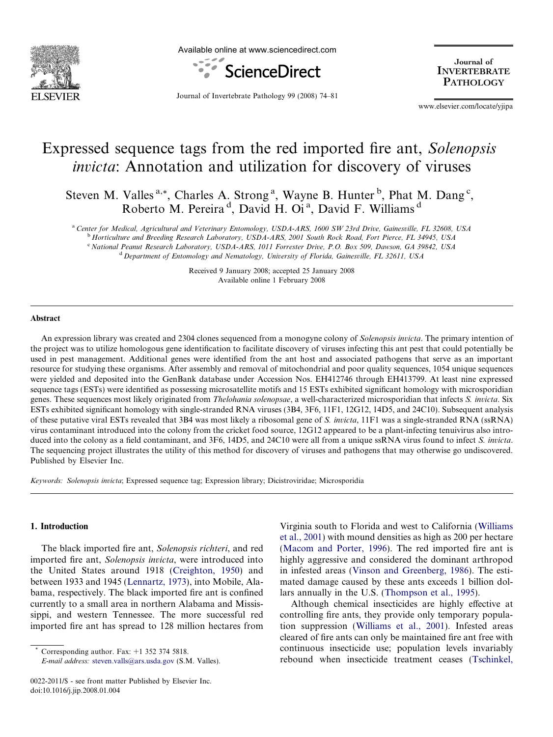# Expressed sequence tags from the red imported fire ant, *Solenopsis invicta*: Annotation and utilization for discovery of viruses

Steven M. Valles [a,*], Charles A. Strong [a], Wayne B. Hunter [b], Phat M. Dang [c], Roberto M. Pereira [d], David H. Oi [a], David F. Williams [d]

[a] Center for Medical, Agricultural and Veterinary Entomology, USDA-ARS, 1600 SW 23rd Drive, Gainesville, FL 32608, USA
[b] Horticulture and Breeding Research Laboratory, USDA-ARS, 2001 South Rock Road, Fort Pierce, FL 34945, USA
[c] National Peanut Research Laboratory, USDA-ARS, 1011 Forrester Drive, P.O. Box 509, Dawson, GA 39842, USA
[d] Department of Entomology and Nematology, University of Florida, Gainesville, FL 32611, USA

Received 9 January 2008; accepted 25 January 2008
Available online 1 February 2008

## Abstract

An expression library was created and 2304 clones sequenced from a monogyne colony of *Solenopsis invicta*. The primary intention of the project was to utilize homologous gene identification to facilitate discovery of viruses infecting this ant pest that could potentially be used in pest management. Additional genes were identified from the ant host and associated pathogens that serve as an important resource for studying these organisms. After assembly and removal of mitochondrial and poor quality sequences, 1054 unique sequences were yielded and deposited into the GenBank database under Accession Nos. EH412746 through EH413799. At least nine expressed sequence tags (ESTs) were identified as possessing microsatellite motifs and 15 ESTs exhibited significant homology with microsporidian genes. These sequences most likely originated from *Thelohania solenopsae*, a well-characterized microsporidian that infects *S. invicta*. Six ESTs exhibited significant homology with single-stranded RNA viruses (3B4, 3F6, 11F1, 12G12, 14D5, and 24C10). Subsequent analysis of these putative viral ESTs revealed that 3B4 was most likely a ribosomal gene of *S. invicta*, 11F1 was a single-stranded RNA (ssRNA) virus contaminant introduced into the colony from the cricket food source, 12G12 appeared to be a plant-infecting tenuivirus also introduced into the colony as a field contaminant, and 3F6, 14D5, and 24C10 were all from a unique ssRNA virus found to infect *S. invicta*. The sequencing project illustrates the utility of this method for discovery of viruses and pathogens that may otherwise go undiscovered.
Published by Elsevier Inc.

*Keywords:* *Solenopsis invicta*; Expressed sequence tag; Expression library; Dicistroviridae; Microsporidia

## 1. Introduction

The black imported fire ant, *Solenopsis richteri*, and red imported fire ant, *Solenopsis invicta*, were introduced into the United States around 1918 (Creighton, 1950) and between 1933 and 1945 (Lennartz, 1973), into Mobile, Alabama, respectively. The black imported fire ant is confined currently to a small area in northern Alabama and Mississippi, and western Tennessee. The more successful red imported fire ant has spread to 128 million hectares from Virginia south to Florida and west to California (Williams et al., 2001) with mound densities as high as 200 per hectare (Macom and Porter, 1996). The red imported fire ant is highly aggressive and considered the dominant arthropod in infested areas (Vinson and Greenberg, 1986). The estimated damage caused by these ants exceeds 1 billion dollars annually in the U.S. (Thompson et al., 1995).

Although chemical insecticides are highly effective at controlling fire ants, they provide only temporary population suppression (Williams et al., 2001). Infested areas cleared of fire ants can only be maintained fire ant free with continuous insecticide use; population levels invariably rebound when insecticide treatment ceases (Tschinkel,

\* Corresponding author. Fax: +1 352 374 5818.
*E-mail address:* steven.valls@ars.usda.gov (S.M. Valles).

0022-2011/$ - see front matter Published by Elsevier Inc.
doi:10.1016/j.jip.2008.01.004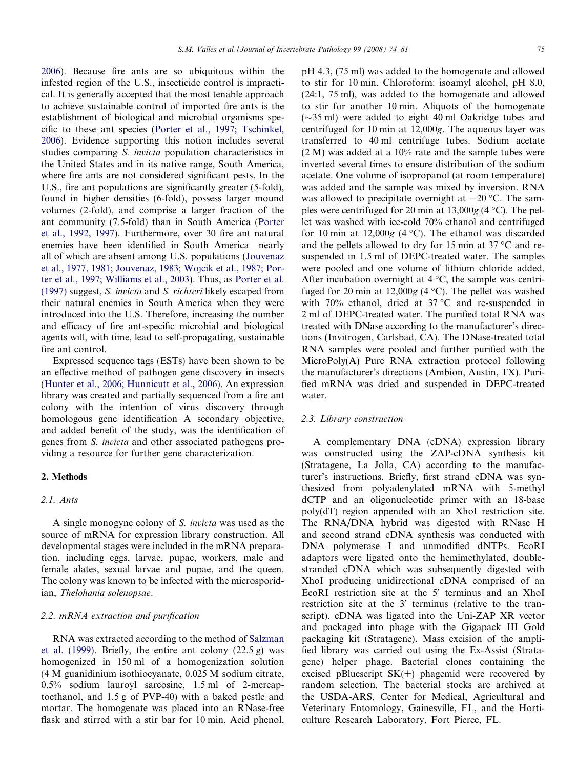2006). Because fire ants are so ubiquitous within the infested region of the U.S., insecticide control is impractical. It is generally accepted that the most tenable approach to achieve sustainable control of imported fire ants is the establishment of biological and microbial organisms specific to these ant species (Porter et al., 1997; Tschinkel, 2006). Evidence supporting this notion includes several studies comparing *S. invicta* population characteristics in the United States and in its native range, South America, where fire ants are not considered significant pests. In the U.S., fire ant populations are significantly greater (5-fold), found in higher densities (6-fold), possess larger mound volumes (2-fold), and comprise a larger fraction of the ant community (7.5-fold) than in South America (Porter et al., 1992, 1997). Furthermore, over 30 fire ant natural enemies have been identified in South America—nearly all of which are absent among U.S. populations (Jouvenaz et al., 1977, 1981; Jouvenaz, 1983; Wojcik et al., 1987; Porter et al., 1997; Williams et al., 2003). Thus, as Porter et al. (1997) suggest, *S. invicta* and *S. richteri* likely escaped from their natural enemies in South America when they were introduced into the U.S. Therefore, increasing the number and efficacy of fire ant-specific microbial and biological agents will, with time, lead to self-propagating, sustainable fire ant control.

Expressed sequence tags (ESTs) have been shown to be an effective method of pathogen gene discovery in insects (Hunter et al., 2006; Hunnicutt et al., 2006). An expression library was created and partially sequenced from a fire ant colony with the intention of virus discovery through homologous gene identification A secondary objective, and added benefit of the study, was the identification of genes from *S. invicta* and other associated pathogens providing a resource for further gene characterization.

## 2. Methods

### 2.1. Ants

A single monogyne colony of *S. invicta* was used as the source of mRNA for expression library construction. All developmental stages were included in the mRNA preparation, including eggs, larvae, pupae, workers, male and female alates, sexual larvae and pupae, and the queen. The colony was known to be infected with the microsporidian, *Thelohania solenopsae*.

### 2.2. mRNA extraction and purification

RNA was extracted according to the method of Salzman et al. (1999). Briefly, the entire ant colony (22.5 g) was homogenized in 150 ml of a homogenization solution (4 M guanidinium isothiocyanate, 0.025 M sodium citrate, 0.5% sodium lauroyl sarcosine, 1.5 ml of 2-mercaptoethanol, and 1.5 g of PVP-40) with a baked pestle and mortar. The homogenate was placed into an RNase-free flask and stirred with a stir bar for 10 min. Acid phenol, pH 4.3, (75 ml) was added to the homogenate and allowed to stir for 10 min. Chloroform: isoamyl alcohol, pH 8.0, (24:1, 75 ml), was added to the homogenate and allowed to stir for another 10 min. Aliquots of the homogenate (~35 ml) were added to eight 40 ml Oakridge tubes and centrifuged for 10 min at 12,000*g*. The aqueous layer was transferred to 40 ml centrifuge tubes. Sodium acetate (2 M) was added at a 10% rate and the sample tubes were inverted several times to ensure distribution of the sodium acetate. One volume of isopropanol (at room temperature) was added and the sample was mixed by inversion. RNA was allowed to precipitate overnight at −20 °C. The samples were centrifuged for 20 min at 13,000*g* (4 °C). The pellet was washed with ice-cold 70% ethanol and centrifuged for 10 min at 12,000*g* (4 °C). The ethanol was discarded and the pellets allowed to dry for 15 min at 37 °C and re-suspended in 1.5 ml of DEPC-treated water. The samples were pooled and one volume of lithium chloride added. After incubation overnight at 4 °C, the sample was centrifuged for 20 min at 12,000*g* (4 °C). The pellet was washed with 70% ethanol, dried at 37 °C and re-suspended in 2 ml of DEPC-treated water. The purified total RNA was treated with DNase according to the manufacturer's directions (Invitrogen, Carlsbad, CA). The DNase-treated total RNA samples were pooled and further purified with the MicroPoly(A) Pure RNA extraction protocol following the manufacturer's directions (Ambion, Austin, TX). Purified mRNA was dried and suspended in DEPC-treated water.

### 2.3. Library construction

A complementary DNA (cDNA) expression library was constructed using the ZAP-cDNA synthesis kit (Stratagene, La Jolla, CA) according to the manufacturer's instructions. Briefly, first strand cDNA was synthesized from polyadenylated mRNA with 5-methyl dCTP and an oligonucleotide primer with an 18-base poly(dT) region appended with an XhoI restriction site. The RNA/DNA hybrid was digested with RNase H and second strand cDNA synthesis was conducted with DNA polymerase I and unmodified dNTPs. EcoRI adaptors were ligated onto the hemimethylated, double-stranded cDNA which was subsequently digested with XhoI producing unidirectional cDNA comprised of an EcoRI restriction site at the 5′ terminus and an XhoI restriction site at the 3′ terminus (relative to the transcript). cDNA was ligated into the Uni-ZAP XR vector and packaged into phage with the Gigapack III Gold packaging kit (Stratagene). Mass excision of the amplified library was carried out using the Ex-Assist (Stratagene) helper phage. Bacterial clones containing the excised pBluescript SK(+) phagemid were recovered by random selection. The bacterial stocks are archived at the USDA-ARS, Center for Medical, Agricultural and Veterinary Entomology, Gainesville, FL, and the Horticulture Research Laboratory, Fort Pierce, FL.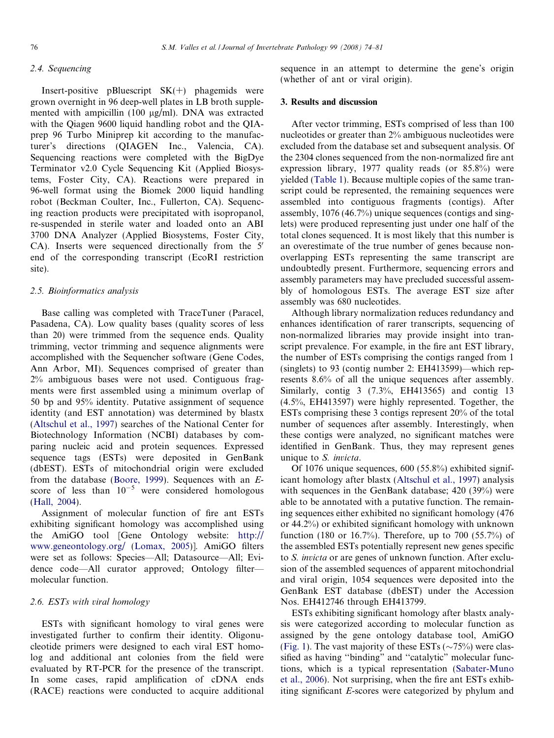### 2.4. Sequencing

Insert-positive pBluescript SK(+) phagemids were grown overnight in 96 deep-well plates in LB broth supplemented with ampicillin (100 μg/ml). DNA was extracted with the Qiagen 9600 liquid handling robot and the QIAprep 96 Turbo Miniprep kit according to the manufacturer's directions (QIAGEN Inc., Valencia, CA). Sequencing reactions were completed with the BigDye Terminator v2.0 Cycle Sequencing Kit (Applied Biosystems, Foster City, CA). Reactions were prepared in 96-well format using the Biomek 2000 liquid handling robot (Beckman Coulter, Inc., Fullerton, CA). Sequencing reaction products were precipitated with isopropanol, re-suspended in sterile water and loaded onto an ABI 3700 DNA Analyzer (Applied Biosystems, Foster City, CA). Inserts were sequenced directionally from the 5′ end of the corresponding transcript (EcoRI restriction site).

### 2.5. Bioinformatics analysis

Base calling was completed with TraceTuner (Paracel, Pasadena, CA). Low quality bases (quality scores of less than 20) were trimmed from the sequence ends. Quality trimming, vector trimming and sequence alignments were accomplished with the Sequencher software (Gene Codes, Ann Arbor, MI). Sequences comprised of greater than 2% ambiguous bases were not used. Contiguous fragments were first assembled using a minimum overlap of 50 bp and 95% identity. Putative assignment of sequence identity (and EST annotation) was determined by blastx (Altschul et al., 1997) searches of the National Center for Biotechnology Information (NCBI) databases by comparing nucleic acid and protein sequences. Expressed sequence tags (ESTs) were deposited in GenBank (dbEST). ESTs of mitochondrial origin were excluded from the database (Boore, 1999). Sequences with an *E*-score of less than $10^{-5}$ were considered homologous (Hall, 2004).

Assignment of molecular function of fire ant ESTs exhibiting significant homology was accomplished using the AmiGO tool [Gene Ontology website: http://www.geneontology.org/ (Lomax, 2005)]. AmiGO filters were set as follows: Species—All; Datasource—All; Evidence code—All curator approved; Ontology filter—molecular function.

### 2.6. ESTs with viral homology

ESTs with significant homology to viral genes were investigated further to confirm their identity. Oligonucleotide primers were designed to each viral EST homolog and additional ant colonies from the field were evaluated by RT-PCR for the presence of the transcript. In some cases, rapid amplification of cDNA ends (RACE) reactions were conducted to acquire additional sequence in an attempt to determine the gene's origin (whether of ant or viral origin).

## 3. Results and discussion

After vector trimming, ESTs comprised of less than 100 nucleotides or greater than 2% ambiguous nucleotides were excluded from the database set and subsequent analysis. Of the 2304 clones sequenced from the non-normalized fire ant expression library, 1977 quality reads (or 85.8%) were yielded (Table 1). Because multiple copies of the same transcript could be represented, the remaining sequences were assembled into contiguous fragments (contigs). After assembly, 1076 (46.7%) unique sequences (contigs and singlets) were produced representing just under one half of the total clones sequenced. It is most likely that this number is an overestimate of the true number of genes because non-overlapping ESTs representing the same transcript are undoubtedly present. Furthermore, sequencing errors and assembly parameters may have precluded successful assembly of homologous ESTs. The average EST size after assembly was 680 nucleotides.

Although library normalization reduces redundancy and enhances identification of rarer transcripts, sequencing of non-normalized libraries may provide insight into transcript prevalence. For example, in the fire ant EST library, the number of ESTs comprising the contigs ranged from 1 (singlets) to 93 (contig number 2: EH413599)—which represents 8.6% of all the unique sequences after assembly. Similarly, contig 3 (7.3%, EH413565) and contig 13 (4.5%, EH413597) were highly represented. Together, the ESTs comprising these 3 contigs represent 20% of the total number of sequences after assembly. Interestingly, when these contigs were analyzed, no significant matches were identified in GenBank. Thus, they may represent genes unique to *S. invicta*.

Of 1076 unique sequences, 600 (55.8%) exhibited significant homology after blastx (Altschul et al., 1997) analysis with sequences in the GenBank database; 420 (39%) were able to be annotated with a putative function. The remaining sequences either exhibited no significant homology (476 or 44.2%) or exhibited significant homology with unknown function (180 or 16.7%). Therefore, up to 700 (55.7%) of the assembled ESTs potentially represent new genes specific to *S. invicta* or are genes of unknown function. After exclusion of the assembled sequences of apparent mitochondrial and viral origin, 1054 sequences were deposited into the GenBank EST database (dbEST) under the Accession Nos. EH412746 through EH413799.

ESTs exhibiting significant homology after blastx analysis were categorized according to molecular function as assigned by the gene ontology database tool, AmiGO (Fig. 1). The vast majority of these ESTs (~75%) were classified as having "binding" and "catalytic" molecular functions, which is a typical representation (Sabater-Muno et al., 2006). Not surprising, when the fire ant ESTs exhibiting significant *E*-scores were categorized by phylum and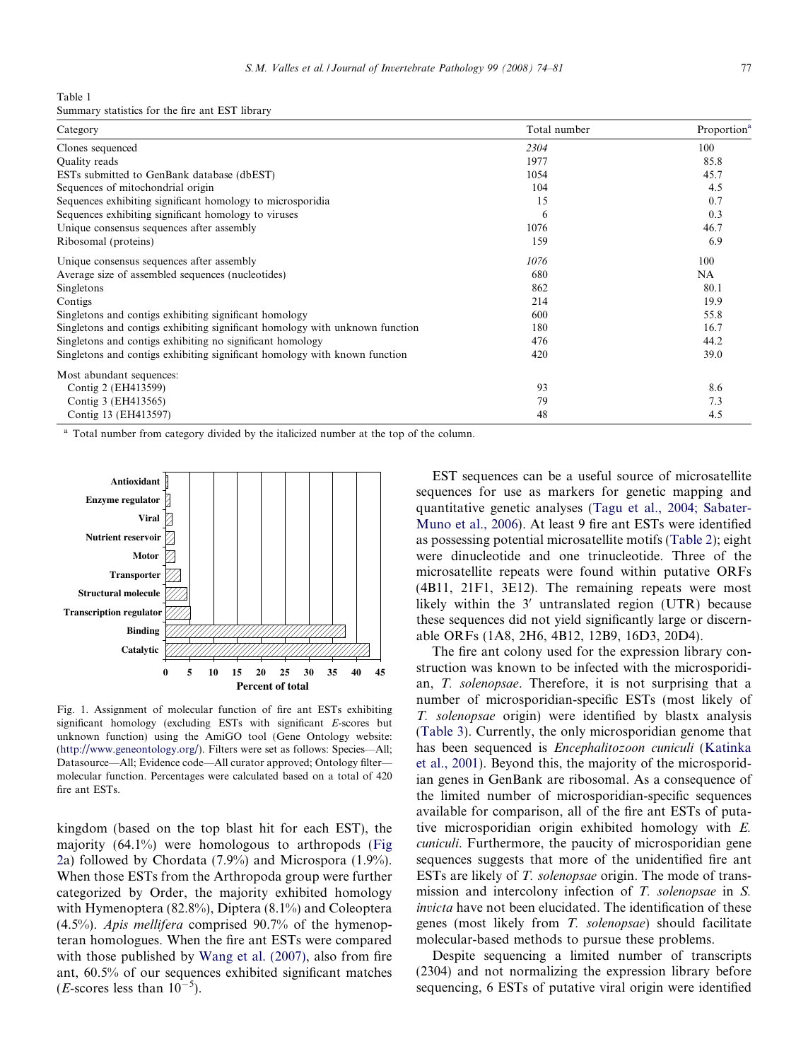Table 1
Summary statistics for the fire ant EST library

| Category | Total number | Proportion[a] |
|---|---|---|
| Clones sequenced | *2304* | 100 |
| Quality reads | 1977 | 85.8 |
| ESTs submitted to GenBank database (dbEST) | 1054 | 45.7 |
| Sequences of mitochondrial origin | 104 | 4.5 |
| Sequences exhibiting significant homology to microsporidia | 15 | 0.7 |
| Sequences exhibiting significant homology to viruses | 6 | 0.3 |
| Unique consensus sequences after assembly | 1076 | 46.7 |
| Ribosomal (proteins) | 159 | 6.9 |
| Unique consensus sequences after assembly | *1076* | 100 |
| Average size of assembled sequences (nucleotides) | 680 | NA |
| Singletons | 862 | 80.1 |
| Contigs | 214 | 19.9 |
| Singletons and contigs exhibiting significant homology | 600 | 55.8 |
| Singletons and contigs exhibiting significant homology with unknown function | 180 | 16.7 |
| Singletons and contigs exhibiting no significant homology | 476 | 44.2 |
| Singletons and contigs exhibiting significant homology with known function | 420 | 39.0 |
| Most abundant sequences: | | |
| Contig 2 (EH413599) | 93 | 8.6 |
| Contig 3 (EH413565) | 79 | 7.3 |
| Contig 13 (EH413597) | 48 | 4.5 |

[a] Total number from category divided by the italicized number at the top of the column.

Fig. 1. Assignment of molecular function of fire ant ESTs exhibiting significant homology (excluding ESTs with significant *E*-scores but unknown function) using the AmiGO tool (Gene Ontology website: (http://www.geneontology.org/). Filters were set as follows: Species—All; Datasource—All; Evidence code—All curator approved; Ontology filter—molecular function. Percentages were calculated based on a total of 420 fire ant ESTs.

kingdom (based on the top blast hit for each EST), the majority (64.1%) were homologous to arthropods (Fig 2a) followed by Chordata (7.9%) and Microspora (1.9%). When those ESTs from the Arthropoda group were further categorized by Order, the majority exhibited homology with Hymenoptera (82.8%), Diptera (8.1%) and Coleoptera (4.5%). *Apis mellifera* comprised 90.7% of the hymenopteran homologues. When the fire ant ESTs were compared with those published by Wang et al. (2007), also from fire ant, 60.5% of our sequences exhibited significant matches (*E*-scores less than $10^{-5}$).

EST sequences can be a useful source of microsatellite sequences for use as markers for genetic mapping and quantitative genetic analyses (Tagu et al., 2004; Sabater-Muno et al., 2006). At least 9 fire ant ESTs were identified as possessing potential microsatellite motifs (Table 2); eight were dinucleotide and one trinucleotide. Three of the microsatellite repeats were found within putative ORFs (4B11, 21F1, 3E12). The remaining repeats were most likely within the 3′ untranslated region (UTR) because these sequences did not yield significantly large or discernable ORFs (1A8, 2H6, 4B12, 12B9, 16D3, 20D4).

The fire ant colony used for the expression library construction was known to be infected with the microsporidian, *T. solenopsae*. Therefore, it is not surprising that a number of microsporidian-specific ESTs (most likely of *T. solenopsae* origin) were identified by blastx analysis (Table 3). Currently, the only microsporidian genome that has been sequenced is *Encephalitozoon cuniculi* (Katinka et al., 2001). Beyond this, the majority of the microsporidian genes in GenBank are ribosomal. As a consequence of the limited number of microsporidian-specific sequences available for comparison, all of the fire ant ESTs of putative microsporidian origin exhibited homology with *E. cuniculi*. Furthermore, the paucity of microsporidian gene sequences suggests that more of the unidentified fire ant ESTs are likely of *T. solenopsae* origin. The mode of transmission and intercolony infection of *T. solenopsae* in *S. invicta* have not been elucidated. The identification of these genes (most likely from *T. solenopsae*) should facilitate molecular-based methods to pursue these problems.

Despite sequencing a limited number of transcripts (2304) and not normalizing the expression library before sequencing, 6 ESTs of putative viral origin were identified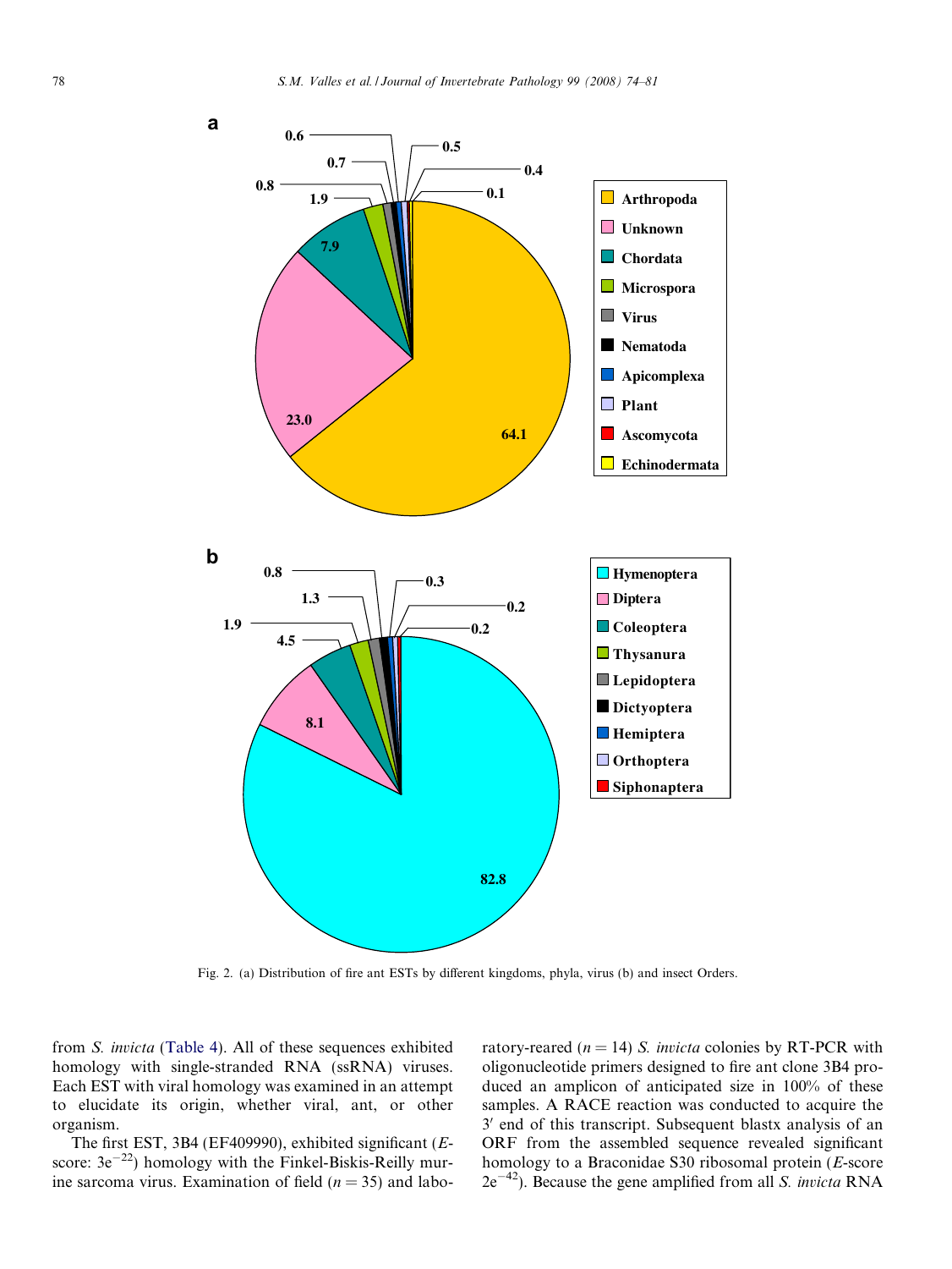Fig. 2. (a) Distribution of fire ant ESTs by different kingdoms, phyla, virus (b) and insect Orders.

from *S. invicta* (Table 4). All of these sequences exhibited homology with single-stranded RNA (ssRNA) viruses. Each EST with viral homology was examined in an attempt to elucidate its origin, whether viral, ant, or other organism.

The first EST, 3B4 (EF409990), exhibited significant (*E*-score: $3e^{-22}$) homology with the Finkel-Biskis-Reilly murine sarcoma virus. Examination of field ($n = 35$) and laboratory-reared ($n = 14$) *S. invicta* colonies by RT-PCR with oligonucleotide primers designed to fire ant clone 3B4 produced an amplicon of anticipated size in 100% of these samples. A RACE reaction was conducted to acquire the 3′ end of this transcript. Subsequent blastx analysis of an ORF from the assembled sequence revealed significant homology to a Braconidae S30 ribosomal protein (*E*-score $2e^{-42}$). Because the gene amplified from all *S. invicta* RNA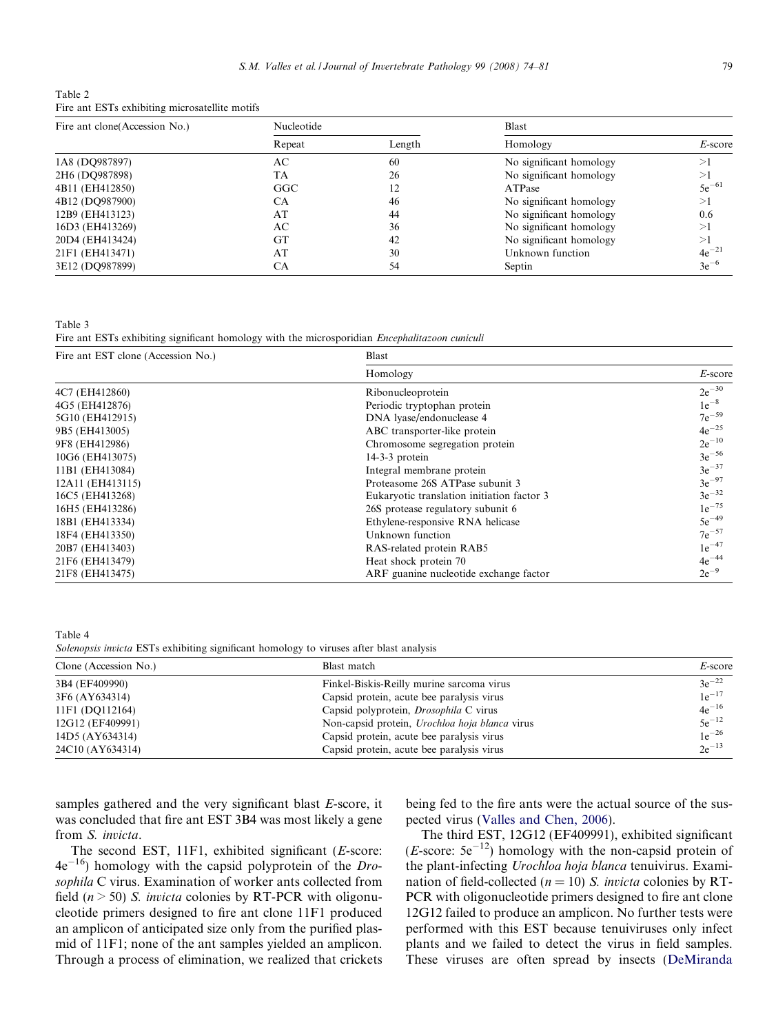Table 2
Fire ant ESTs exhibiting microsatellite motifs

| Fire ant clone(Accession No.) | Nucleotide | | Blast | |
|---|---|---|---|---|
| | Repeat | Length | Homology | *E*-score |
| 1A8 (DQ987897) | AC | 60 | No significant homology | >1 |
| 2H6 (DQ987898) | TA | 26 | No significant homology | >1 |
| 4B11 (EH412850) | GGC | 12 | ATPase | $5e^{-61}$ |
| 4B12 (DQ987900) | CA | 46 | No significant homology | >1 |
| 12B9 (EH413123) | AT | 44 | No significant homology | 0.6 |
| 16D3 (EH413269) | AC | 36 | No significant homology | >1 |
| 20D4 (EH413424) | GT | 42 | No significant homology | >1 |
| 21F1 (EH413471) | AT | 30 | Unknown function | $4e^{-21}$ |
| 3E12 (DQ987899) | CA | 54 | Septin | $3e^{-6}$ |

Table 3
Fire ant ESTs exhibiting significant homology with the microsporidian *Encephalitazoon cuniculi*

| Fire ant EST clone (Accession No.) | Blast | |
|---|---|---|
| | Homology | *E*-score |
| 4C7 (EH412860) | Ribonucleoprotein | $2e^{-30}$ |
| 4G5 (EH412876) | Periodic tryptophan protein | $1e^{-8}$ |
| 5G10 (EH412915) | DNA lyase/endonuclease 4 | $7e^{-59}$ |
| 9B5 (EH413005) | ABC transporter-like protein | $4e^{-25}$ |
| 9F8 (EH412986) | Chromosome segregation protein | $2e^{-10}$ |
| 10G6 (EH413075) | 14-3-3 protein | $3e^{-56}$ |
| 11B1 (EH413084) | Integral membrane protein | $3e^{-37}$ |
| 12A11 (EH413115) | Proteasome 26S ATPase subunit 3 | $3e^{-97}$ |
| 16C5 (EH413268) | Eukaryotic translation initiation factor 3 | $3e^{-32}$ |
| 16H5 (EH413286) | 26S protease regulatory subunit 6 | $1e^{-75}$ |
| 18B1 (EH413334) | Ethylene-responsive RNA helicase | $5e^{-49}$ |
| 18F4 (EH413350) | Unknown function | $7e^{-57}$ |
| 20B7 (EH413403) | RAS-related protein RAB5 | $1e^{-47}$ |
| 21F6 (EH413479) | Heat shock protein 70 | $4e^{-44}$ |
| 21F8 (EH413475) | ARF guanine nucleotide exchange factor | $2e^{-9}$ |

Table 4
*Solenopsis invicta* ESTs exhibiting significant homology to viruses after blast analysis

| Clone (Accession No.) | Blast match | *E*-score |
|---|---|---|
| 3B4 (EF409990) | Finkel-Biskis-Reilly murine sarcoma virus | $3e^{-22}$ |
| 3F6 (AY634314) | Capsid protein, acute bee paralysis virus | $1e^{-17}$ |
| 11F1 (DQ112164) | Capsid polyprotein, *Drosophila* C virus | $4e^{-16}$ |
| 12G12 (EF409991) | Non-capsid protein, *Urochloa hoja blanca* virus | $5e^{-12}$ |
| 14D5 (AY634314) | Capsid protein, acute bee paralysis virus | $1e^{-26}$ |
| 24C10 (AY634314) | Capsid protein, acute bee paralysis virus | $2e^{-13}$ |

samples gathered and the very significant blast *E*-score, it was concluded that fire ant EST 3B4 was most likely a gene from *S. invicta*.

The second EST, 11F1, exhibited significant (*E*-score: $4e^{-16}$) homology with the capsid polyprotein of the *Drosophila* C virus. Examination of worker ants collected from field ($n > 50$) *S. invicta* colonies by RT-PCR with oligonucleotide primers designed to fire ant clone 11F1 produced an amplicon of anticipated size only from the purified plasmid of 11F1; none of the ant samples yielded an amplicon. Through a process of elimination, we realized that crickets being fed to the fire ants were the actual source of the suspected virus (Valles and Chen, 2006).

The third EST, 12G12 (EF409991), exhibited significant (*E*-score: $5e^{-12}$) homology with the non-capsid protein of the plant-infecting *Urochloa hoja blanca* tenuivirus. Examination of field-collected ($n = 10$) *S. invicta* colonies by RT-PCR with oligonucleotide primers designed to fire ant clone 12G12 failed to produce an amplicon. No further tests were performed with this EST because tenuiviruses only infect plants and we failed to detect the virus in field samples. These viruses are often spread by insects (DeMiranda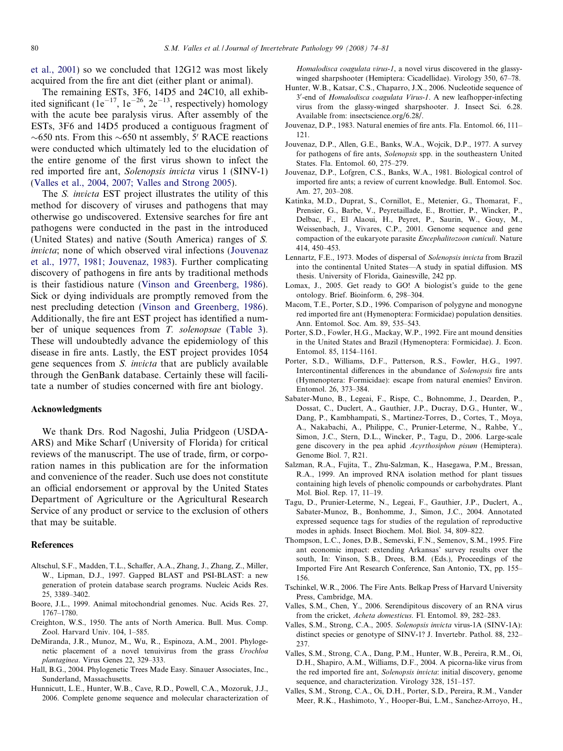et al., 2001) so we concluded that 12G12 was most likely acquired from the fire ant diet (either plant or animal).

The remaining ESTs, 3F6, 14D5 and 24C10, all exhibited significant ($1e^{-17}$, $1e^{-26}$, $2e^{-13}$, respectively) homology with the acute bee paralysis virus. After assembly of the ESTs, 3F6 and 14D5 produced a contiguous fragment of ~650 nts. From this ~650 nt assembly, 5′ RACE reactions were conducted which ultimately led to the elucidation of the entire genome of the first virus shown to infect the red imported fire ant, *Solenopsis invicta* virus 1 (SINV-1) (Valles et al., 2004, 2007; Valles and Strong 2005).

The *S. invicta* EST project illustrates the utility of this method for discovery of viruses and pathogens that may otherwise go undiscovered. Extensive searches for fire ant pathogens were conducted in the past in the introduced (United States) and native (South America) ranges of *S. invicta*; none of which observed viral infections (Jouvenaz et al., 1977, 1981; Jouvenaz, 1983). Further complicating discovery of pathogens in fire ants by traditional methods is their fastidious nature (Vinson and Greenberg, 1986). Sick or dying individuals are promptly removed from the nest precluding detection (Vinson and Greenberg, 1986). Additionally, the fire ant EST project has identified a number of unique sequences from *T. solenopsae* (Table 3). These will undoubtedly advance the epidemiology of this disease in fire ants. Lastly, the EST project provides 1054 gene sequences from *S. invicta* that are publicly available through the GenBank database. Certainly these will facilitate a number of studies concerned with fire ant biology.

## Acknowledgments

We thank Drs. Rod Nagoshi, Julia Pridgeon (USDA-ARS) and Mike Scharf (University of Florida) for critical reviews of the manuscript. The use of trade, firm, or corporation names in this publication are for the information and convenience of the reader. Such use does not constitute an official endorsement or approval by the United States Department of Agriculture or the Agricultural Research Service of any product or service to the exclusion of others that may be suitable.

## References

Altschul, S.F., Madden, T.L., Schaffer, A.A., Zhang, J., Zhang, Z., Miller, W., Lipman, D.J., 1997. Gapped BLAST and PSI-BLAST: a new generation of protein database search programs. Nucleic Acids Res. 25, 3389–3402.

Boore, J.L., 1999. Animal mitochondrial genomes. Nuc. Acids Res. 27, 1767–1780.

Creighton, W.S., 1950. The ants of North America. Bull. Mus. Comp. Zool. Harvard Univ. 104, 1–585.

DeMiranda, J.R., Munoz, M., Wu, R., Espinoza, A.M., 2001. Phylogenetic placement of a novel tenuivirus from the grass *Urochloa plantaginea*. Virus Genes 22, 329–333.

Hall, B.G., 2004. Phylogenetic Trees Made Easy. Sinauer Associates, Inc., Sunderland, Massachusetts.

Hunnicutt, L.E., Hunter, W.B., Cave, R.D., Powell, C.A., Mozoruk, J.J., 2006. Complete genome sequence and molecular characterization of *Homalodisca coagulata virus-1*, a novel virus discovered in the glassy-winged sharpshooter (Hemiptera: Cicadellidae). Virology 350, 67–78.

Hunter, W.B., Katsar, C.S., Chaparro, J.X., 2006. Nucleotide sequence of 3′-end of *Homalodisca coagulata Virus-1*. A new leafhopper-infecting virus from the glassy-winged sharpshooter. J. Insect Sci. 6.28. Available from: insectscience.org/6.28/.

Jouvenaz, D.P., 1983. Natural enemies of fire ants. Fla. Entomol. 66, 111–121.

Jouvenaz, D.P., Allen, G.E., Banks, W.A., Wojcik, D.P., 1977. A survey for pathogens of fire ants, *Solenopsis* spp. in the southeastern United States. Fla. Entomol. 60, 275–279.

Jouvenaz, D.P., Lofgren, C.S., Banks, W.A., 1981. Biological control of imported fire ants; a review of current knowledge. Bull. Entomol. Soc. Am. 27, 203–208.

Katinka, M.D., Duprat, S., Cornillot, E., Metenier, G., Thomarat, F., Prensier, G., Barbe, V., Peyretaillade, E., Brottier, P., Wincker, P., Delbac, F., El Alaoui, H., Peyret, P., Saurin, W., Gouy, M., Weissenbach, J., Vivares, C.P., 2001. Genome sequence and gene compaction of the eukaryote parasite *Encephalitozoon cuniculi*. Nature 414, 450–453.

Lennartz, F.E., 1973. Modes of dispersal of *Solenopsis invicta* from Brazil into the continental United States—A study in spatial diffusion. MS thesis. University of Florida, Gainesville, 242 pp.

Lomax, J., 2005. Get ready to GO! A biologist's guide to the gene ontology. Brief. Bioinform. 6, 298–304.

Macom, T.E., Porter, S.D., 1996. Comparison of polygyne and monogyne red imported fire ant (Hymenoptera: Formicidae) population densities. Ann. Entomol. Soc. Am. 89, 535–543.

Porter, S.D., Fowler, H.G., Mackay, W.P., 1992. Fire ant mound densities in the United States and Brazil (Hymenoptera: Formicidae). J. Econ. Entomol. 85, 1154–1161.

Porter, S.D., Williams, D.F., Patterson, R.S., Fowler, H.G., 1997. Intercontinental differences in the abundance of *Solenopsis* fire ants (Hymenoptera: Formicidae): escape from natural enemies? Environ. Entomol. 26, 373–384.

Sabater-Muno, B., Legeai, F., Rispe, C., Bohnomme, J., Dearden, P., Dossat, C., Duclert, A., Gauthier, J.P., Ducray, D.G., Hunter, W., Dang, P., Kambhampati, S., Martinez-Torres, D., Cortes, T., Moya, A., Nakabachi, A., Philippe, C., Prunier-Leterme, N., Rahbe, Y., Simon, J.C., Stern, D.L., Wincker, P., Tagu, D., 2006. Large-scale gene discovery in the pea aphid *Acyrthosiphon pisum* (Hemiptera). Genome Biol. 7, R21.

Salzman, R.A., Fujita, T., Zhu-Salzman, K., Hasegawa, P.M., Bressan, R.A., 1999. An improved RNA isolation method for plant tissues containing high levels of phenolic compounds or carbohydrates. Plant Mol. Biol. Rep. 17, 11–19.

Tagu, D., Prunier-Leterme, N., Legeai, F., Gauthier, J.P., Duclert, A., Sabater-Munoz, B., Bonhomme, J., Simon, J.C., 2004. Annotated expressed sequence tags for studies of the regulation of reproductive modes in aphids. Insect Biochem. Mol. Biol. 34, 809–822.

Thompson, L.C., Jones, D.B., Semevski, F.N., Semenov, S.M., 1995. Fire ant economic impact: extending Arkansas' survey results over the south, In: Vinson, S.B., Drees, B.M. (Eds.), Proceedings of the Imported Fire Ant Research Conference, San Antonio, TX, pp. 155–156.

Tschinkel, W.R., 2006. The Fire Ants. Belkap Press of Harvard University Press, Cambridge, MA.

Valles, S.M., Chen, Y., 2006. Serendipitous discovery of an RNA virus from the cricket, *Acheta domesticus*. Fl. Entomol. 89, 282–283.

Valles, S.M., Strong, C.A., 2005. *Solenopsis invicta* virus-1A (SINV-1A): distinct species or genotype of SINV-1? J. Invertebr. Pathol. 88, 232–237.

Valles, S.M., Strong, C.A., Dang, P.M., Hunter, W.B., Pereira, R.M., Oi, D.H., Shapiro, A.M., Williams, D.F., 2004. A picorna-like virus from the red imported fire ant, *Solenopsis invicta*: initial discovery, genome sequence, and characterization. Virology 328, 151–157.

Valles, S.M., Strong, C.A., Oi, D.H., Porter, S.D., Pereira, R.M., Vander Meer, R.K., Hashimoto, Y., Hooper-Bui, L.M., Sanchez-Arroyo, H.,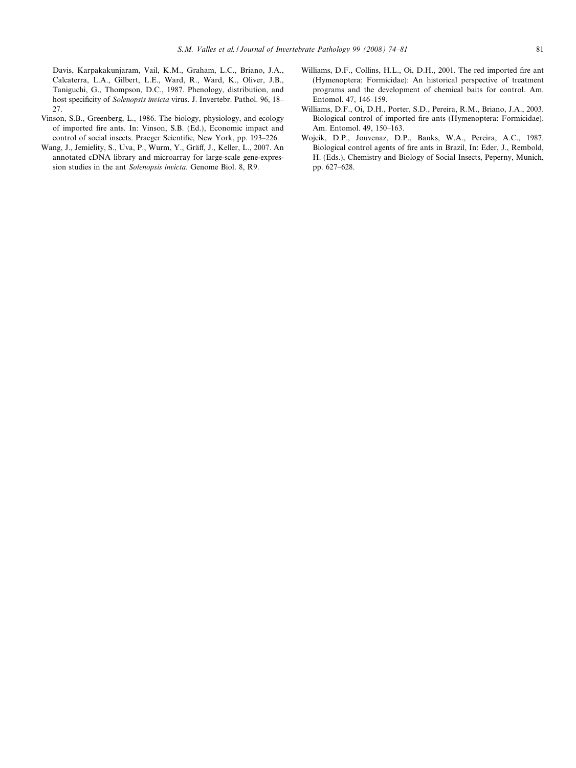Davis, Karpakakunjaram, Vail, K.M., Graham, L.C., Briano, J.A., Calcaterra, L.A., Gilbert, L.E., Ward, R., Ward, K., Oliver, J.B., Taniguchi, G., Thompson, D.C., 1987. Phenology, distribution, and host specificity of *Solenopsis invicta* virus. J. Invertebr. Pathol. 96, 18–27.

Vinson, S.B., Greenberg, L., 1986. The biology, physiology, and ecology of imported fire ants. In: Vinson, S.B. (Ed.), Economic impact and control of social insects. Praeger Scientific, New York, pp. 193–226.

Wang, J., Jemielity, S., Uva, P., Wurm, Y., Gräff, J., Keller, L., 2007. An annotated cDNA library and microarray for large-scale gene-expression studies in the ant *Solenopsis invicta*. Genome Biol. 8, R9.

Williams, D.F., Collins, H.L., Oi, D.H., 2001. The red imported fire ant (Hymenoptera: Formicidae): An historical perspective of treatment programs and the development of chemical baits for control. Am. Entomol. 47, 146–159.

Williams, D.F., Oi, D.H., Porter, S.D., Pereira, R.M., Briano, J.A., 2003. Biological control of imported fire ants (Hymenoptera: Formicidae). Am. Entomol. 49, 150–163.

Wojcik, D.P., Jouvenaz, D.P., Banks, W.A., Pereira, A.C., 1987. Biological control agents of fire ants in Brazil, In: Eder, J., Rembold, H. (Eds.), Chemistry and Biology of Social Insects, Peperny, Munich, pp. 627–628.